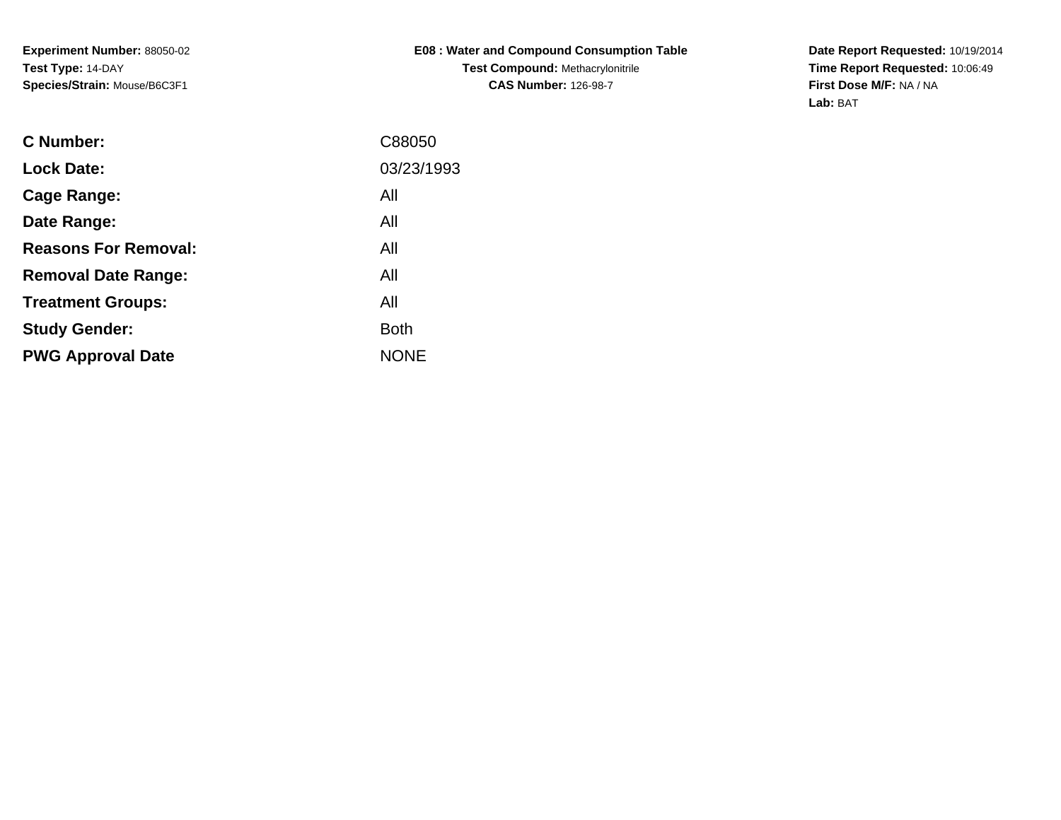**Experiment Number:** 88050-02
**Test Type:** 14-DAY
**Species/Strain:** Mouse/B6C3F1

**E08 : Water and Compound Consumption Table**
**Test Compound:** Methacrylonitrile
**CAS Number:** 126-98-7

**Date Report Requested:** 10/19/2014
**Time Report Requested:** 10:06:49
**First Dose M/F:** NA / NA
**Lab:** BAT

| | |
|---|---|
| **C Number:** | C88050 |
| **Lock Date:** | 03/23/1993 |
| **Cage Range:** | All |
| **Date Range:** | All |
| **Reasons For Removal:** | All |
| **Removal Date Range:** | All |
| **Treatment Groups:** | All |
| **Study Gender:** | Both |
| **PWG Approval Date** | NONE |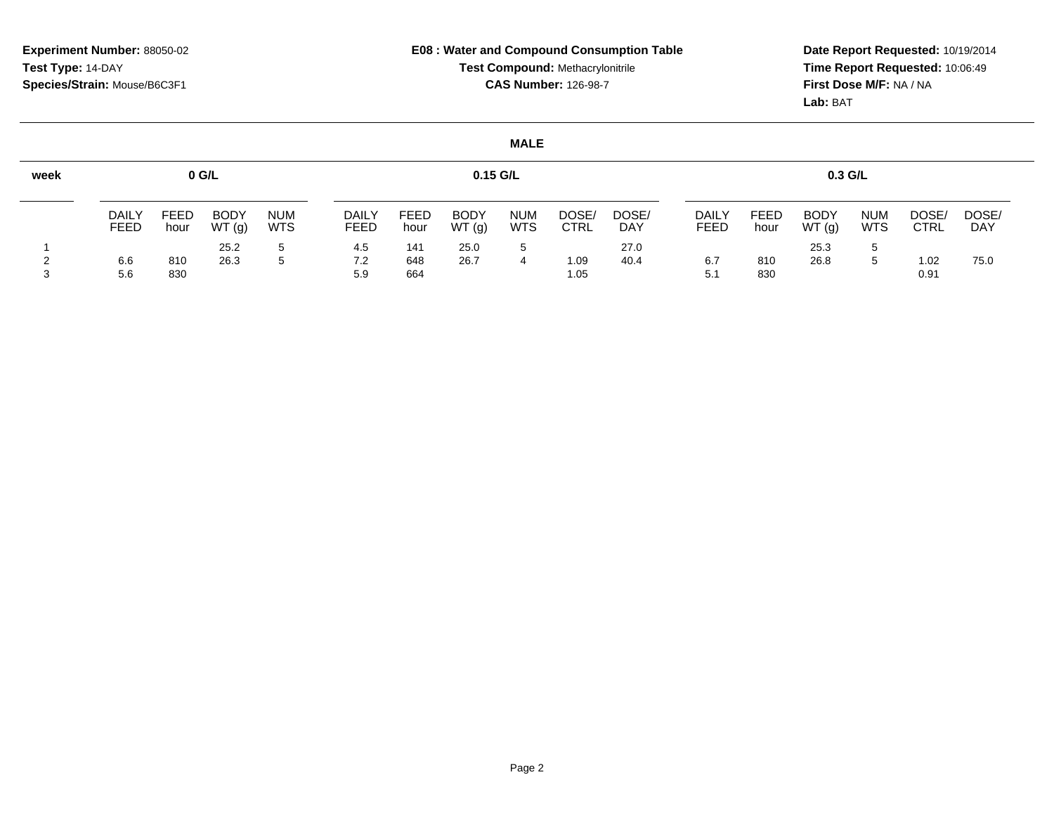**Experiment Number:** 88050-02
**Test Type:** 14-DAY
**Species/Strain:** Mouse/B6C3F1

**E08 : Water and Compound Consumption Table**
**Test Compound:** Methacrylonitrile
**CAS Number:** 126-98-7

**Date Report Requested:** 10/19/2014
**Time Report Requested:** 10:06:49
**First Dose M/F:** NA / NA
**Lab:** BAT

**MALE**

| week | 0 G/L | | | | 0.15 G/L | | | | | | 0.3 G/L | | | | | |
|---|---|---|---|---|---|---|---|---|---|---|---|---|---|---|---|---|
| | DAILY FEED | FEED hour | BODY WT (g) | NUM WTS | DAILY FEED | FEED hour | BODY WT (g) | NUM WTS | DOSE/ CTRL | DOSE/ DAY | DAILY FEED | FEED hour | BODY WT (g) | NUM WTS | DOSE/ CTRL | DOSE/ DAY |
| 1 | | | 25.2 | 5 | 4.5 | 141 | 25.0 | 5 | | 27.0 | | | 25.3 | 5 | | |
| 2 | 6.6 | 810 | 26.3 | 5 | 7.2 | 648 | 26.7 | 4 | 1.09 | 40.4 | 6.7 | 810 | 26.8 | 5 | 1.02 | 75.0 |
| 3 | 5.6 | 830 | | | 5.9 | 664 | | | 1.05 | | 5.1 | 830 | | | 0.91 | |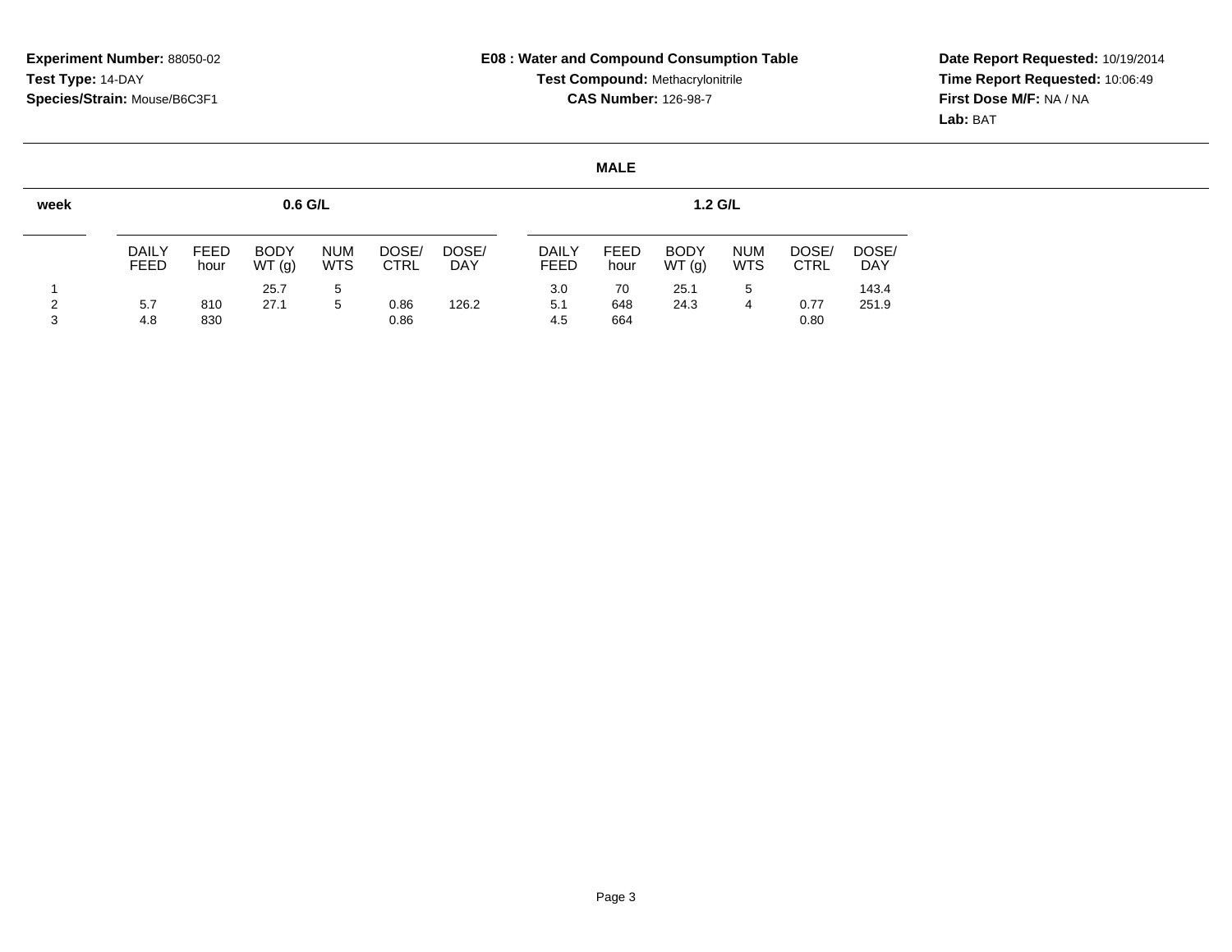**Experiment Number:** 88050-02
**Test Type:** 14-DAY
**Species/Strain:** Mouse/B6C3F1

**E08 : Water and Compound Consumption Table**
**Test Compound:** Methacrylonitrile
**CAS Number:** 126-98-7

**Date Report Requested:** 10/19/2014
**Time Report Requested:** 10:06:49
**First Dose M/F:** NA / NA
**Lab:** BAT

**MALE**

| week | 0.6 G/L | | | | | | 1.2 G/L | | | | | |
|---|---|---|---|---|---|---|---|---|---|---|---|---|
| | DAILY FEED | FEED hour | BODY WT (g) | NUM WTS | DOSE/ CTRL | DOSE/ DAY | DAILY FEED | FEED hour | BODY WT (g) | NUM WTS | DOSE/ CTRL | DOSE/ DAY |
| 1 | | | 25.7 | 5 | | | 3.0 | 70 | 25.1 | 5 | | 143.4 |
| 2 | 5.7 | 810 | 27.1 | 5 | 0.86 | 126.2 | 5.1 | 648 | 24.3 | 4 | 0.77 | 251.9 |
| 3 | 4.8 | 830 | | | 0.86 | | 4.5 | 664 | | | 0.80 | |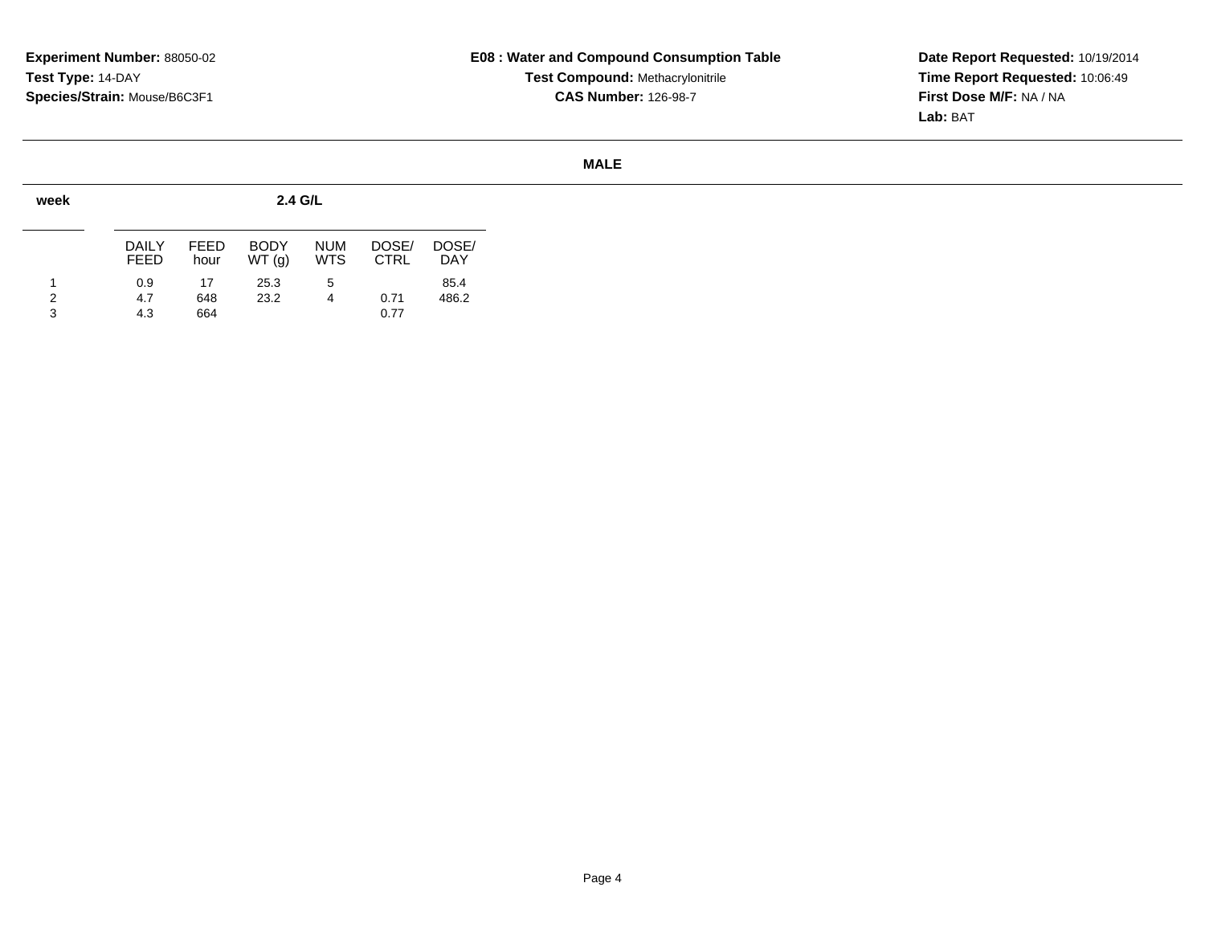**Experiment Number:** 88050-02
**Test Type:** 14-DAY
**Species/Strain:** Mouse/B6C3F1

**E08 : Water and Compound Consumption Table**
**Test Compound:** Methacrylonitrile
**CAS Number:** 126-98-7

**Date Report Requested:** 10/19/2014
**Time Report Requested:** 10:06:49
**First Dose M/F:** NA / NA
**Lab:** BAT

**MALE**

| week | 2.4 G/L | | | | | |
|---|---|---|---|---|---|---|
| | DAILY FEED | FEED hour | BODY WT (g) | NUM WTS | DOSE/ CTRL | DOSE/ DAY |
| 1 | 0.9 | 17 | 25.3 | 5 | | 85.4 |
| 2 | 4.7 | 648 | 23.2 | 4 | 0.71 | 486.2 |
| 3 | 4.3 | 664 | | | 0.77 | |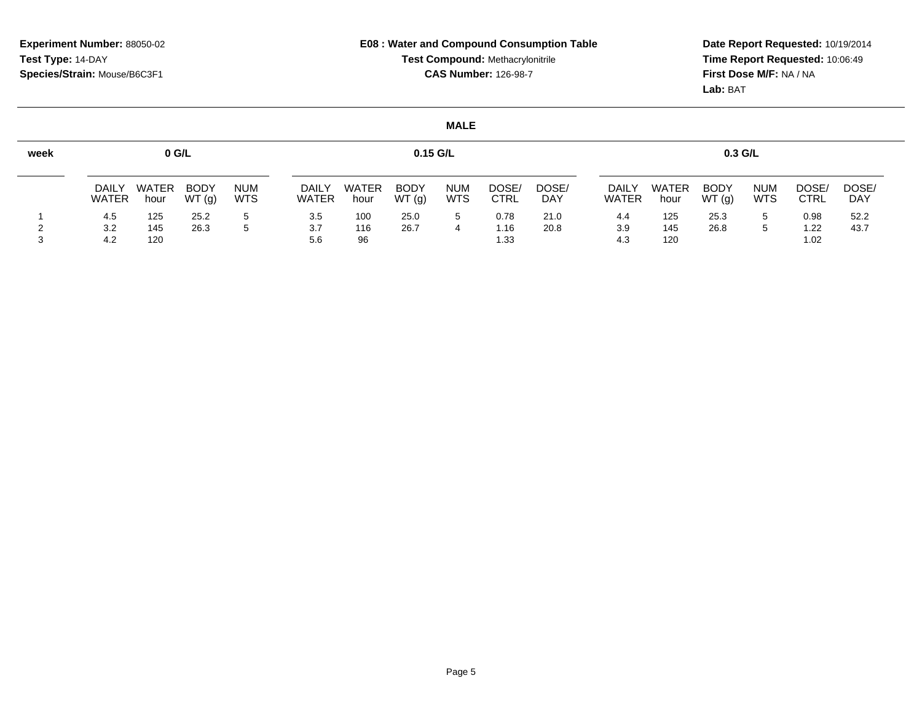**Experiment Number:** 88050-02
**Test Type:** 14-DAY
**Species/Strain:** Mouse/B6C3F1

**E08 : Water and Compound Consumption Table**
**Test Compound:** Methacrylonitrile
**CAS Number:** 126-98-7

**Date Report Requested:** 10/19/2014
**Time Report Requested:** 10:06:49
**First Dose M/F:** NA / NA
**Lab:** BAT

**MALE**

| week | 0 G/L | | | | 0.15 G/L | | | | | | 0.3 G/L | | | | | |
|---|---|---|---|---|---|---|---|---|---|---|---|---|---|---|---|---|
| | DAILY WATER | WATER hour | BODY WT (g) | NUM WTS | DAILY WATER | WATER hour | BODY WT (g) | NUM WTS | DOSE/ CTRL | DOSE/ DAY | DAILY WATER | WATER hour | BODY WT (g) | NUM WTS | DOSE/ CTRL | DOSE/ DAY |
| 1 | 4.5 | 125 | 25.2 | 5 | 3.5 | 100 | 25.0 | 5 | 0.78 | 21.0 | 4.4 | 125 | 25.3 | 5 | 0.98 | 52.2 |
| 2 | 3.2 | 145 | 26.3 | 5 | 3.7 | 116 | 26.7 | 4 | 1.16 | 20.8 | 3.9 | 145 | 26.8 | 5 | 1.22 | 43.7 |
| 3 | 4.2 | 120 | | | 5.6 | 96 | | | 1.33 | | 4.3 | 120 | | | 1.02 | |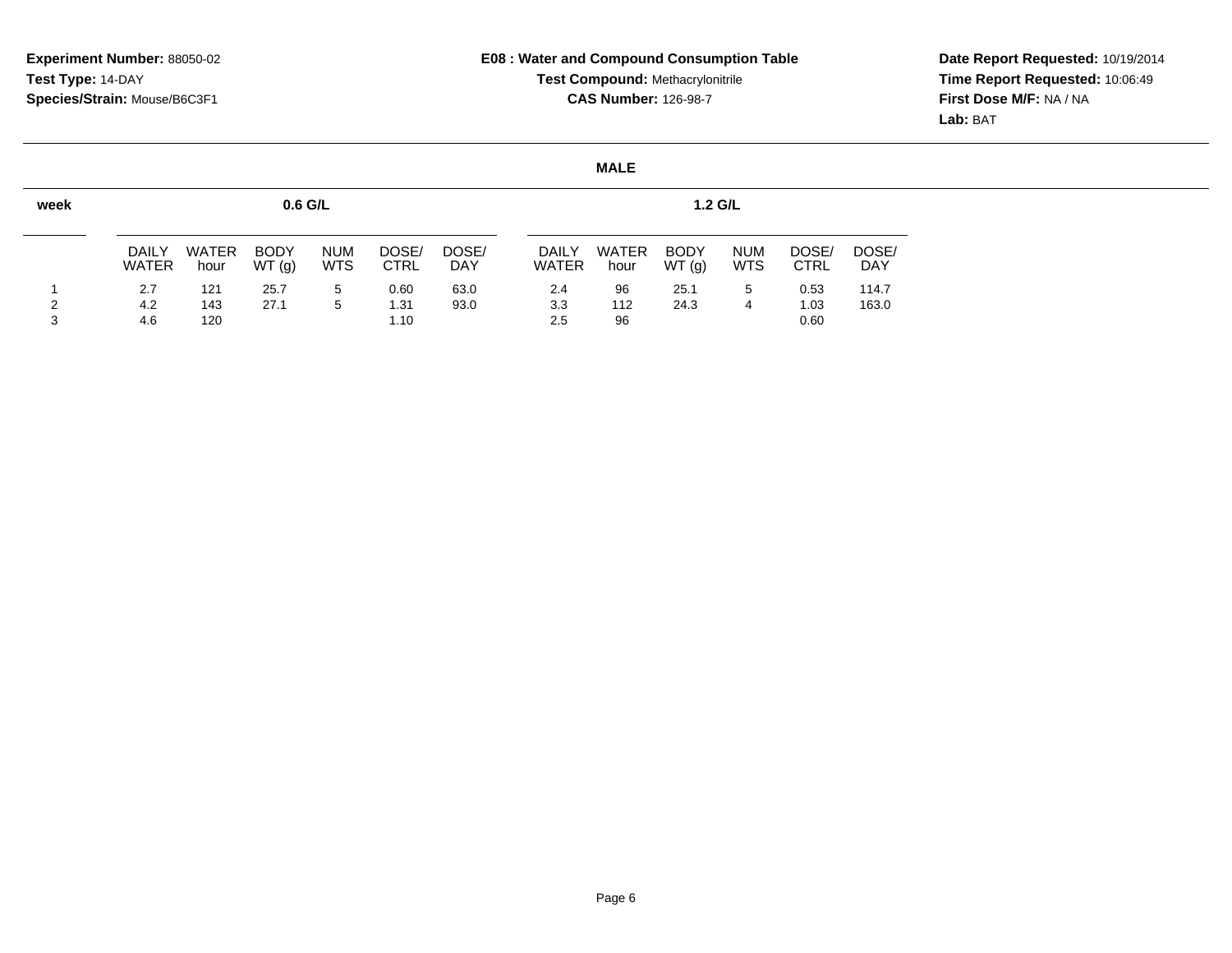**Experiment Number:** 88050-02
**Test Type:** 14-DAY
**Species/Strain:** Mouse/B6C3F1

**E08 : Water and Compound Consumption Table**
**Test Compound:** Methacrylonitrile
**CAS Number:** 126-98-7

**Date Report Requested:** 10/19/2014
**Time Report Requested:** 10:06:49
**First Dose M/F:** NA / NA
**Lab:** BAT

**MALE**

| week | 0.6 G/L | | | | | | 1.2 G/L | | | | | |
|---|---|---|---|---|---|---|---|---|---|---|---|---|
| | DAILY WATER | WATER hour | BODY WT (g) | NUM WTS | DOSE/ CTRL | DOSE/ DAY | DAILY WATER | WATER hour | BODY WT (g) | NUM WTS | DOSE/ CTRL | DOSE/ DAY |
| 1 | 2.7 | 121 | 25.7 | 5 | 0.60 | 63.0 | 2.4 | 96 | 25.1 | 5 | 0.53 | 114.7 |
| 2 | 4.2 | 143 | 27.1 | 5 | 1.31 | 93.0 | 3.3 | 112 | 24.3 | 4 | 1.03 | 163.0 |
| 3 | 4.6 | 120 | | | 1.10 | | 2.5 | 96 | | | 0.60 | |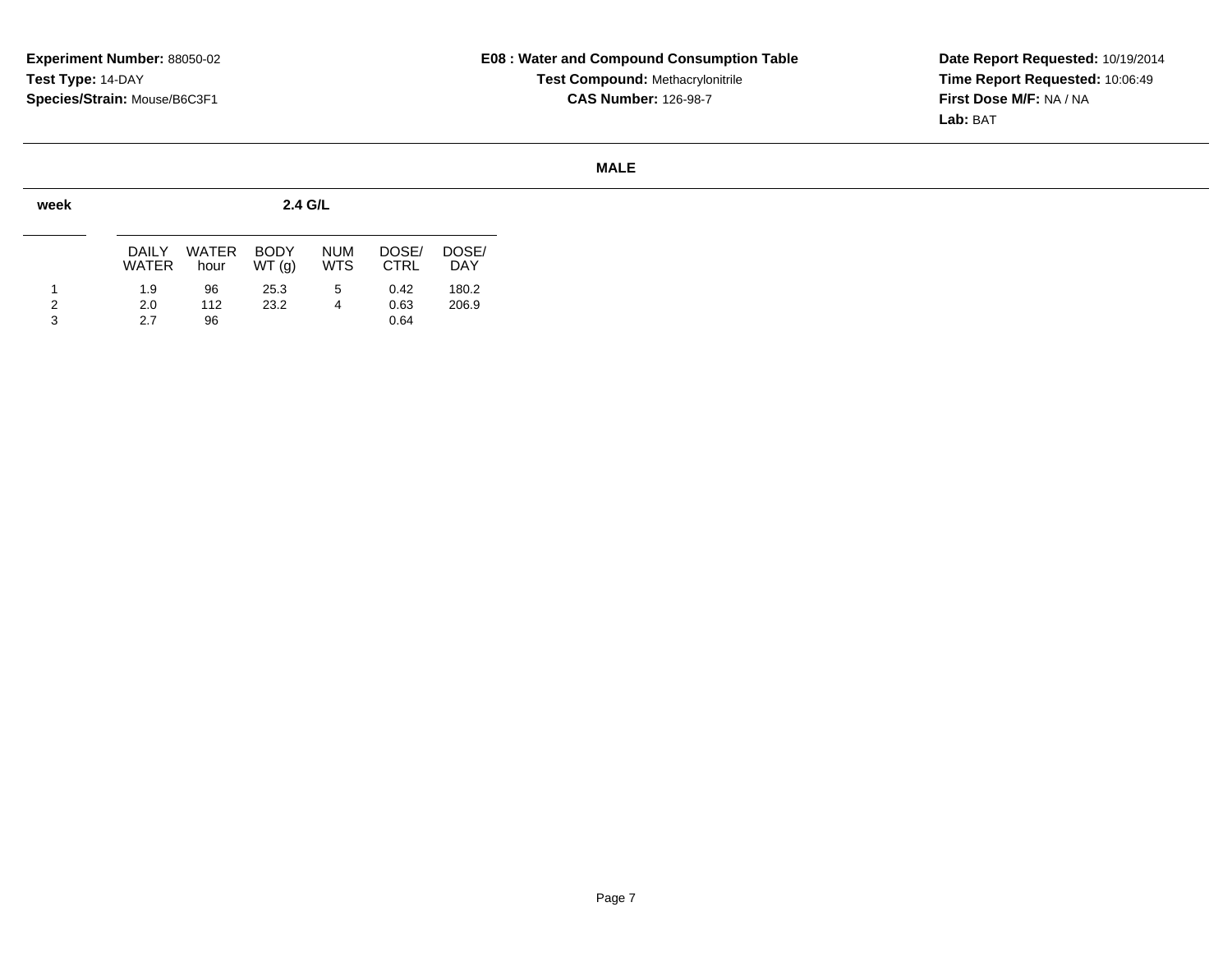**Experiment Number:** 88050-02
**Test Type:** 14-DAY
**Species/Strain:** Mouse/B6C3F1

**E08 : Water and Compound Consumption Table**
**Test Compound:** Methacrylonitrile
**CAS Number:** 126-98-7

**Date Report Requested:** 10/19/2014
**Time Report Requested:** 10:06:49
**First Dose M/F:** NA / NA
**Lab:** BAT

**MALE**

| week | 2.4 G/L | | | | | |
|---|---|---|---|---|---|---|
| | DAILY WATER | WATER hour | BODY WT (g) | NUM WTS | DOSE/ CTRL | DOSE/ DAY |
| 1 | 1.9 | 96 | 25.3 | 5 | 0.42 | 180.2 |
| 2 | 2.0 | 112 | 23.2 | 4 | 0.63 | 206.9 |
| 3 | 2.7 | 96 | | | 0.64 | |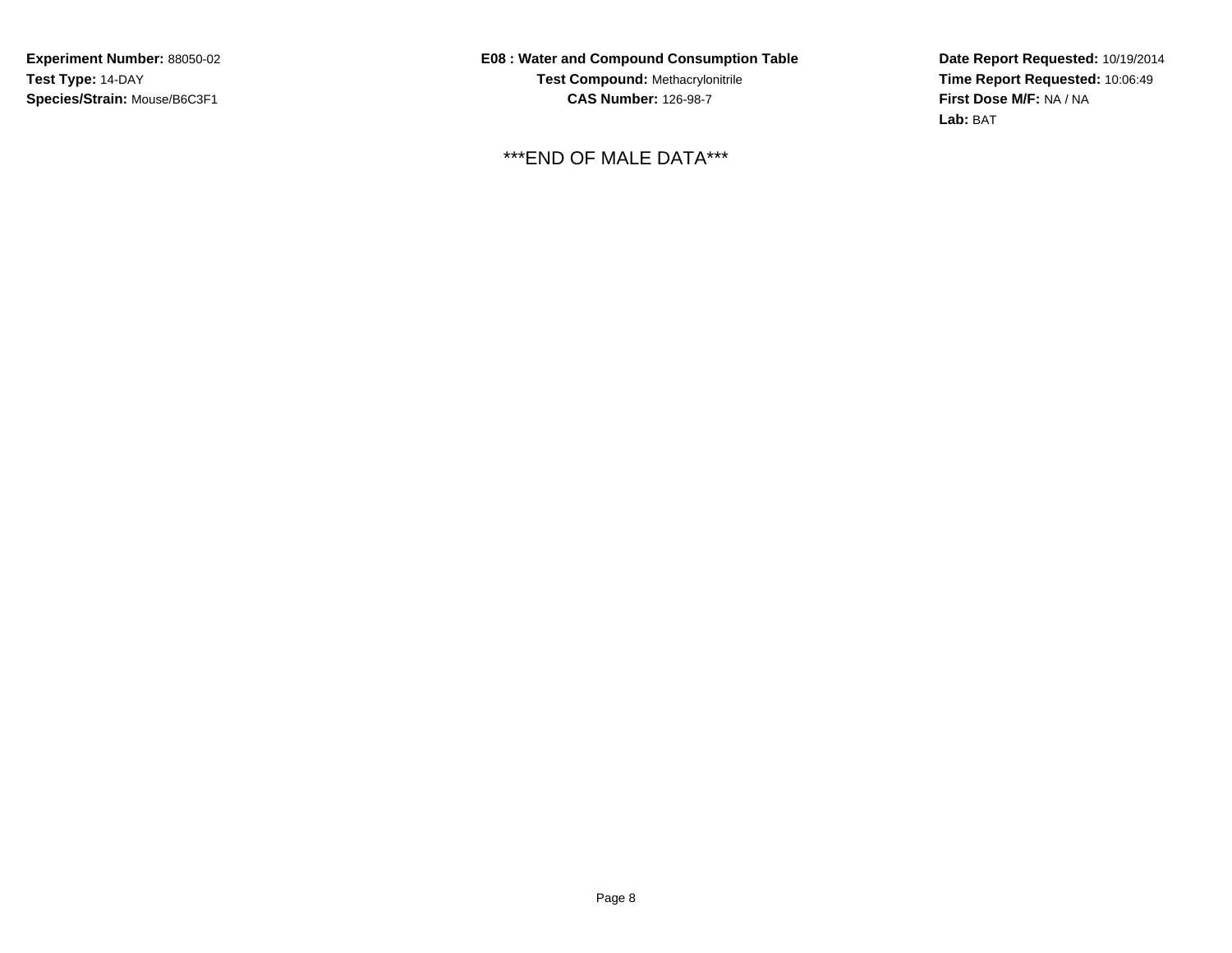**Experiment Number:** 88050-02
**Test Type:** 14-DAY
**Species/Strain:** Mouse/B6C3F1

**E08 : Water and Compound Consumption Table**
**Test Compound:** Methacrylonitrile
**CAS Number:** 126-98-7

**Date Report Requested:** 10/19/2014
**Time Report Requested:** 10:06:49
**First Dose M/F:** NA / NA
**Lab:** BAT

***END OF MALE DATA***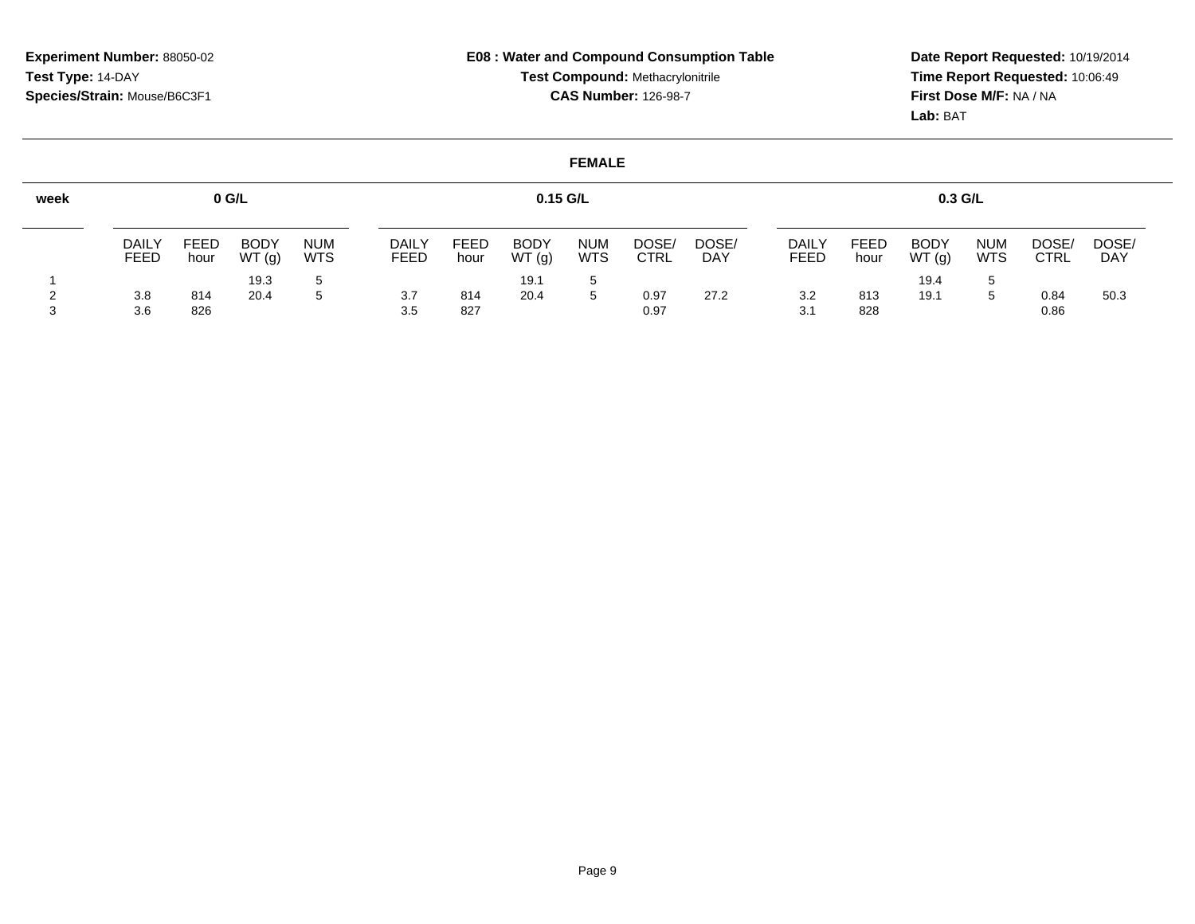**Experiment Number:** 88050-02
**Test Type:** 14-DAY
**Species/Strain:** Mouse/B6C3F1

**E08 : Water and Compound Consumption Table**
**Test Compound:** Methacrylonitrile
**CAS Number:** 126-98-7

**Date Report Requested:** 10/19/2014
**Time Report Requested:** 10:06:49
**First Dose M/F:** NA / NA
**Lab:** BAT

## FEMALE

| week | 0 G/L | | | | 0.15 G/L | | | | | | 0.3 G/L | | | | | |
|---|---|---|---|---|---|---|---|---|---|---|---|---|---|---|---|---|
| | DAILY FEED | FEED hour | BODY WT (g) | NUM WTS | DAILY FEED | FEED hour | BODY WT (g) | NUM WTS | DOSE/ CTRL | DOSE/ DAY | DAILY FEED | FEED hour | BODY WT (g) | NUM WTS | DOSE/ CTRL | DOSE/ DAY |
| 1 | | | 19.3 | 5 | | | 19.1 | 5 | | | | | 19.4 | 5 | | |
| 2 | 3.8 | 814 | 20.4 | 5 | 3.7 | 814 | 20.4 | 5 | 0.97 | 27.2 | 3.2 | 813 | 19.1 | 5 | 0.84 | 50.3 |
| 3 | 3.6 | 826 | | | 3.5 | 827 | | | 0.97 | | 3.1 | 828 | | | 0.86 | |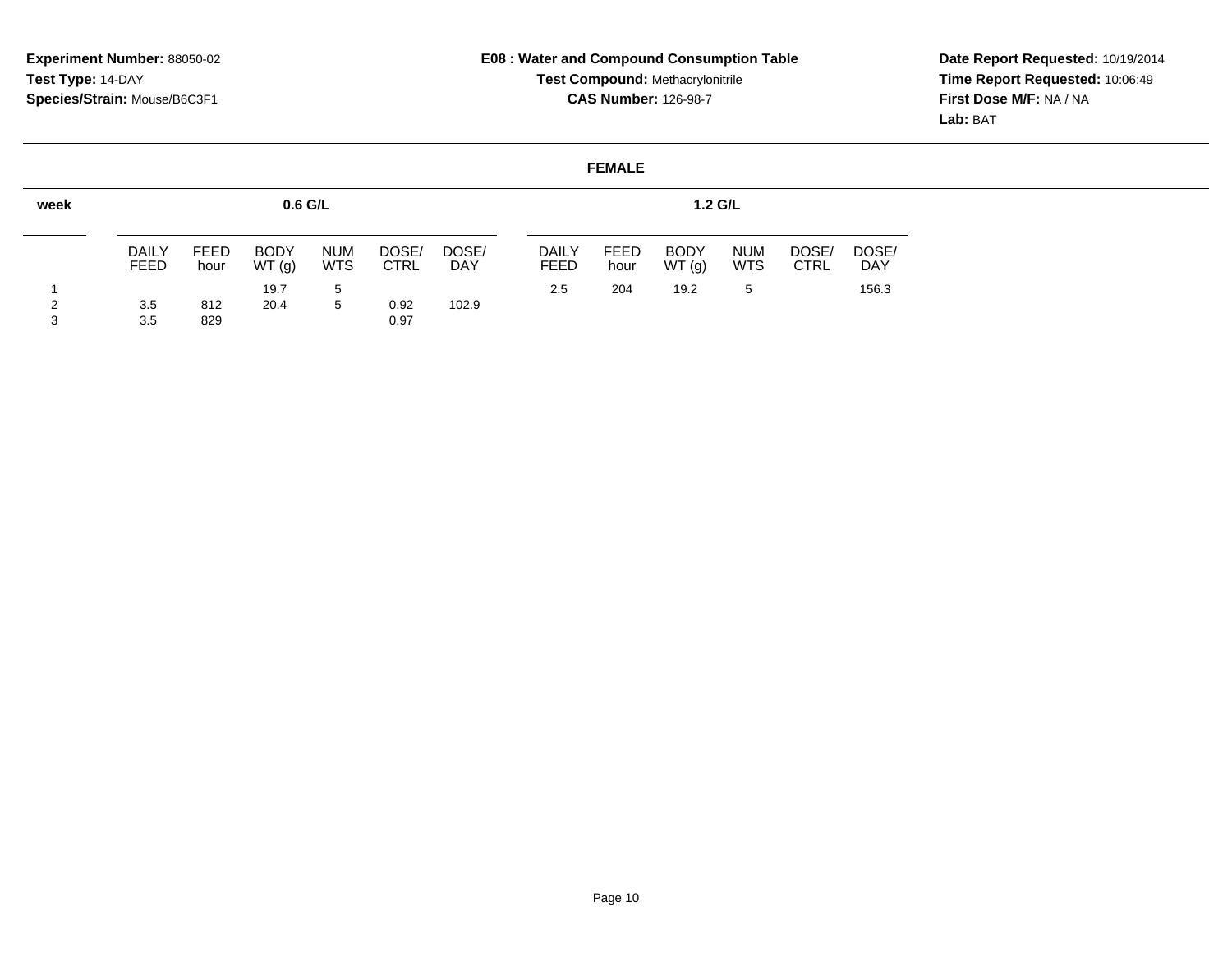**Experiment Number:** 88050-02
**Test Type:** 14-DAY
**Species/Strain:** Mouse/B6C3F1

**E08 : Water and Compound Consumption Table**
**Test Compound:** Methacrylonitrile
**CAS Number:** 126-98-7

**Date Report Requested:** 10/19/2014
**Time Report Requested:** 10:06:49
**First Dose M/F:** NA / NA
**Lab:** BAT

**FEMALE**

| week | 0.6 G/L | | | | | | 1.2 G/L | | | | | |
|---|---|---|---|---|---|---|---|---|---|---|---|---|
| | DAILY FEED | FEED hour | BODY WT (g) | NUM WTS | DOSE/ CTRL | DOSE/ DAY | DAILY FEED | FEED hour | BODY WT (g) | NUM WTS | DOSE/ CTRL | DOSE/ DAY |
| 1 | | | 19.7 | 5 | | | 2.5 | 204 | 19.2 | 5 | | 156.3 |
| 2 | 3.5 | 812 | 20.4 | 5 | 0.92 | 102.9 | | | | | | |
| 3 | 3.5 | 829 | | | 0.97 | | | | | | | |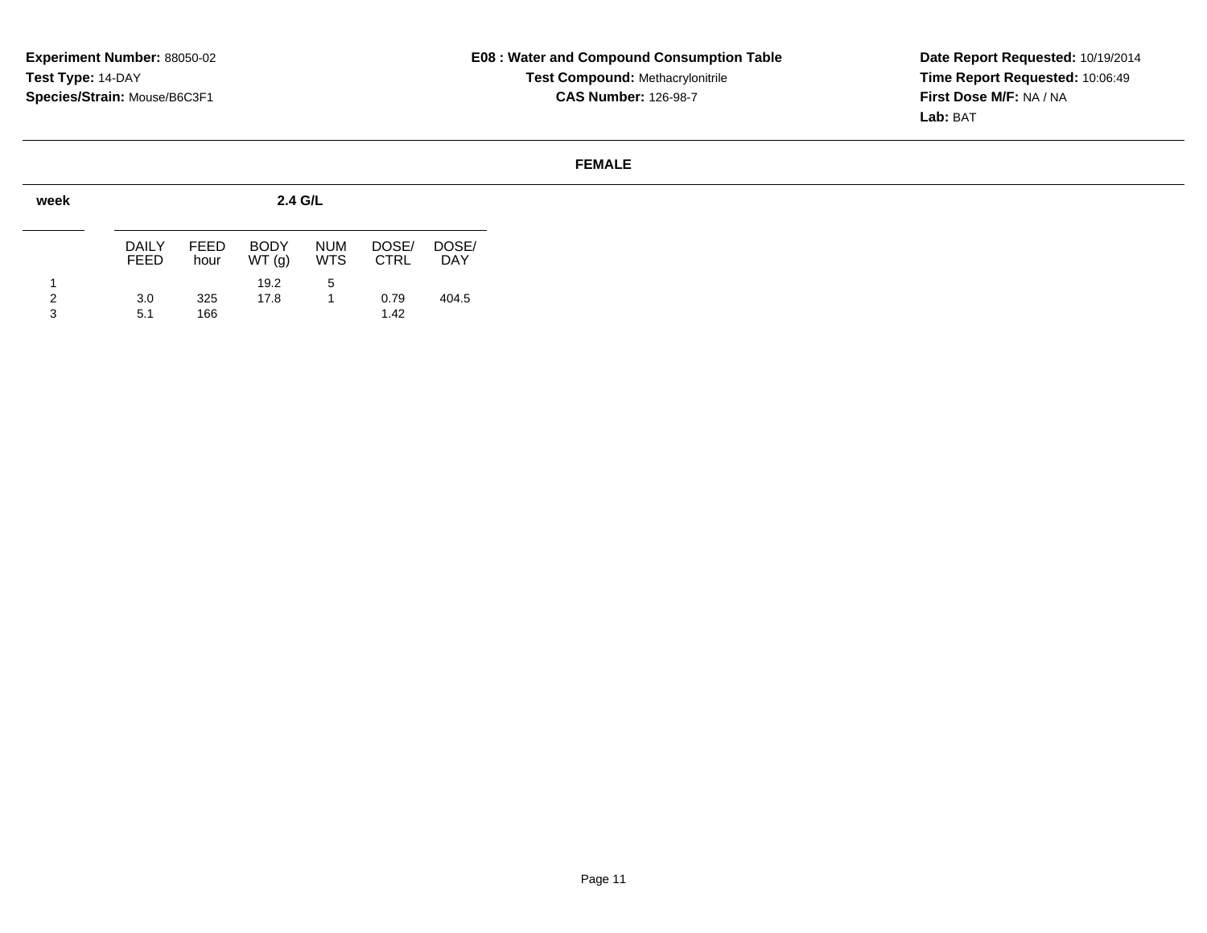**Experiment Number:** 88050-02
**Test Type:** 14-DAY
**Species/Strain:** Mouse/B6C3F1

**E08 : Water and Compound Consumption Table**
**Test Compound:** Methacrylonitrile
**CAS Number:** 126-98-7

**Date Report Requested:** 10/19/2014
**Time Report Requested:** 10:06:49
**First Dose M/F:** NA / NA
**Lab:** BAT

**FEMALE**

| week | 2.4 G/L | | | | | |
|---|---|---|---|---|---|---|
| | DAILY FEED | FEED hour | BODY WT (g) | NUM WTS | DOSE/ CTRL | DOSE/ DAY |
| 1 | | | 19.2 | 5 | | |
| 2 | 3.0 | 325 | 17.8 | 1 | 0.79 | 404.5 |
| 3 | 5.1 | 166 | | | 1.42 | |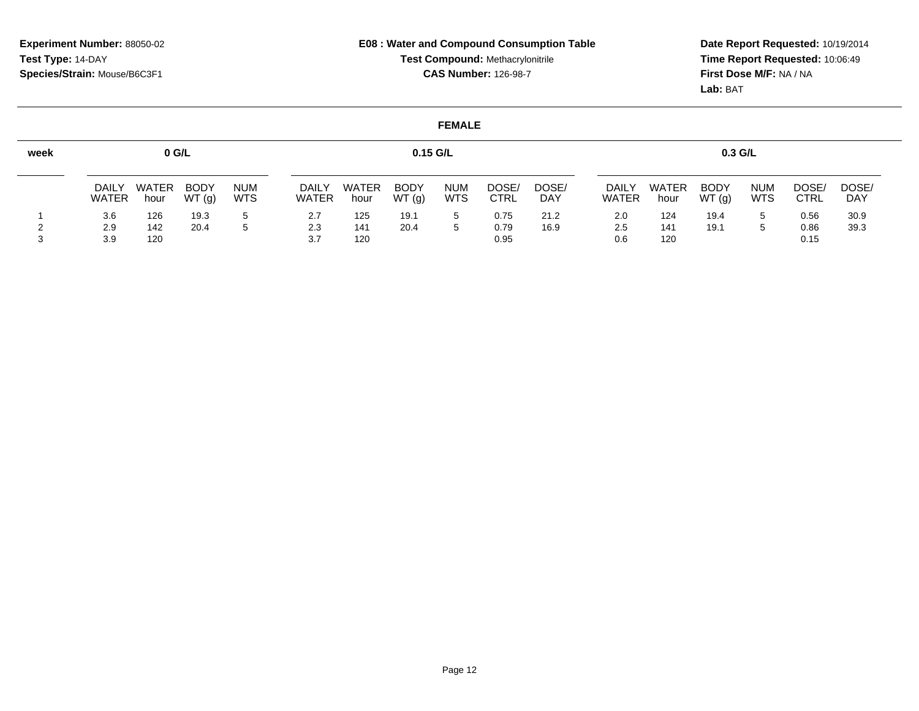**Experiment Number:** 88050-02
**Test Type:** 14-DAY
**Species/Strain:** Mouse/B6C3F1

**E08 : Water and Compound Consumption Table**
**Test Compound:** Methacrylonitrile
**CAS Number:** 126-98-7

**Date Report Requested:** 10/19/2014
**Time Report Requested:** 10:06:49
**First Dose M/F:** NA / NA
**Lab:** BAT

## FEMALE

| week | 0 G/L | | | | 0.15 G/L | | | | | | 0.3 G/L | | | | | |
|---|---|---|---|---|---|---|---|---|---|---|---|---|---|---|---|---|
| | DAILY WATER | WATER hour | BODY WT (g) | NUM WTS | DAILY WATER | WATER hour | BODY WT (g) | NUM WTS | DOSE/ CTRL | DOSE/ DAY | DAILY WATER | WATER hour | BODY WT (g) | NUM WTS | DOSE/ CTRL | DOSE/ DAY |
| 1 | 3.6 | 126 | 19.3 | 5 | 2.7 | 125 | 19.1 | 5 | 0.75 | 21.2 | 2.0 | 124 | 19.4 | 5 | 0.56 | 30.9 |
| 2 | 2.9 | 142 | 20.4 | 5 | 2.3 | 141 | 20.4 | 5 | 0.79 | 16.9 | 2.5 | 141 | 19.1 | 5 | 0.86 | 39.3 |
| 3 | 3.9 | 120 | | | 3.7 | 120 | | | 0.95 | | 0.6 | 120 | | | 0.15 | |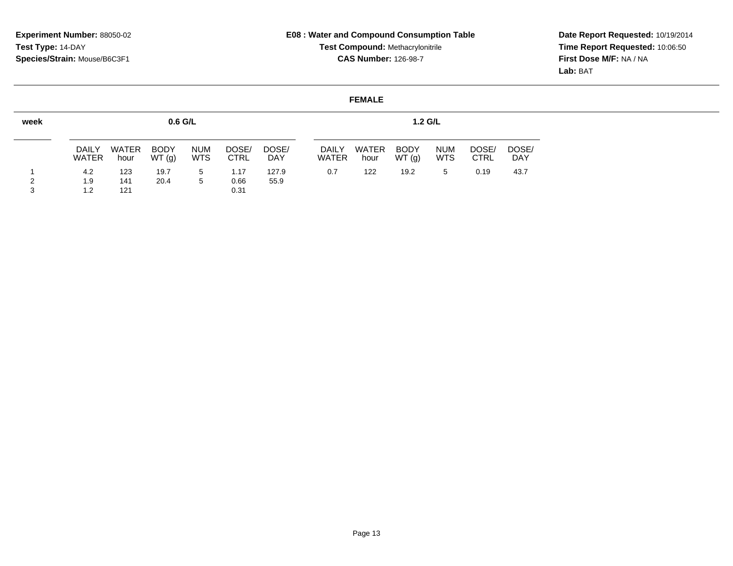**Experiment Number:** 88050-02
**Test Type:** 14-DAY
**Species/Strain:** Mouse/B6C3F1

**E08 : Water and Compound Consumption Table**
**Test Compound:** Methacrylonitrile
**CAS Number:** 126-98-7

**Date Report Requested:** 10/19/2014
**Time Report Requested:** 10:06:50
**First Dose M/F:** NA / NA
**Lab:** BAT

**FEMALE**

| week | 0.6 G/L | | | | | | 1.2 G/L | | | | | |
|---|---|---|---|---|---|---|---|---|---|---|---|---|
| | DAILY WATER | WATER hour | BODY WT (g) | NUM WTS | DOSE/ CTRL | DOSE/ DAY | DAILY WATER | WATER hour | BODY WT (g) | NUM WTS | DOSE/ CTRL | DOSE/ DAY |
| 1 | 4.2 | 123 | 19.7 | 5 | 1.17 | 127.9 | 0.7 | 122 | 19.2 | 5 | 0.19 | 43.7 |
| 2 | 1.9 | 141 | 20.4 | 5 | 0.66 | 55.9 | | | | | | |
| 3 | 1.2 | 121 | | | 0.31 | | | | | | | |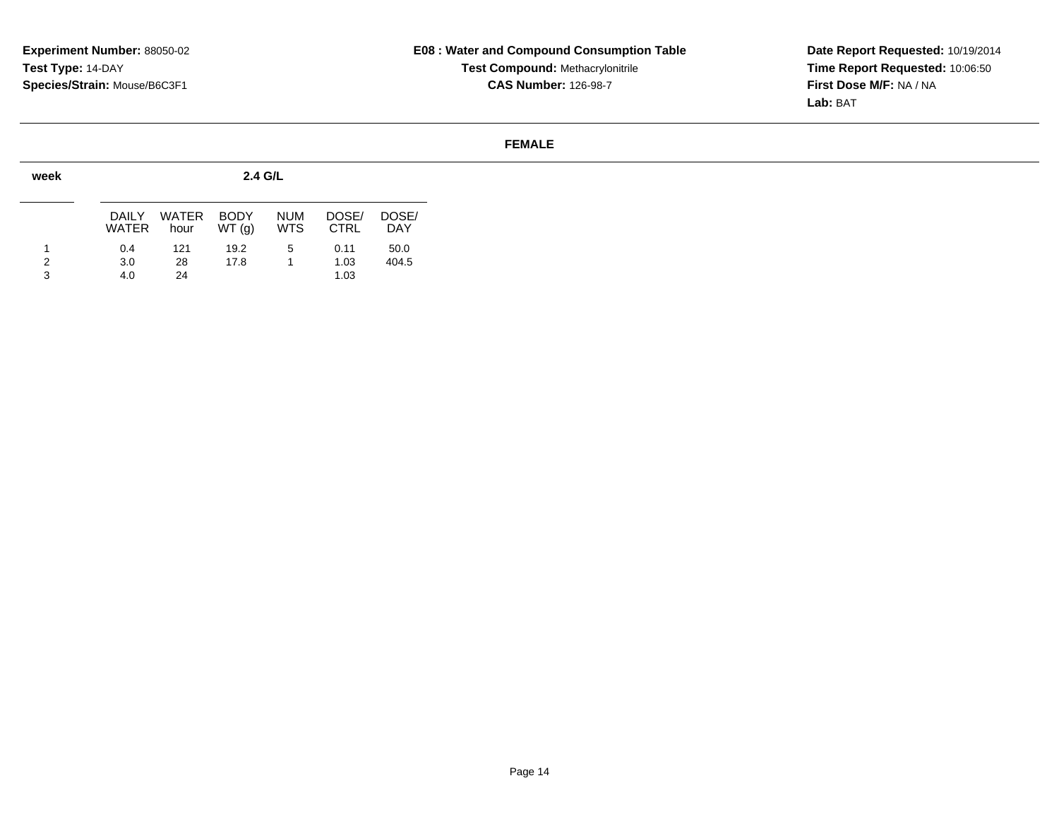**Experiment Number:** 88050-02
**Test Type:** 14-DAY
**Species/Strain:** Mouse/B6C3F1

**E08 : Water and Compound Consumption Table**
**Test Compound:** Methacrylonitrile
**CAS Number:** 126-98-7

**Date Report Requested:** 10/19/2014
**Time Report Requested:** 10:06:50
**First Dose M/F:** NA / NA
**Lab:** BAT

## FEMALE

| week | 2.4 G/L | | | | | |
|---|---|---|---|---|---|---|
| | DAILY WATER | WATER hour | BODY WT (g) | NUM WTS | DOSE/ CTRL | DOSE/ DAY |
| 1 | 0.4 | 121 | 19.2 | 5 | 0.11 | 50.0 |
| 2 | 3.0 | 28 | 17.8 | 1 | 1.03 | 404.5 |
| 3 | 4.0 | 24 | | | 1.03 | |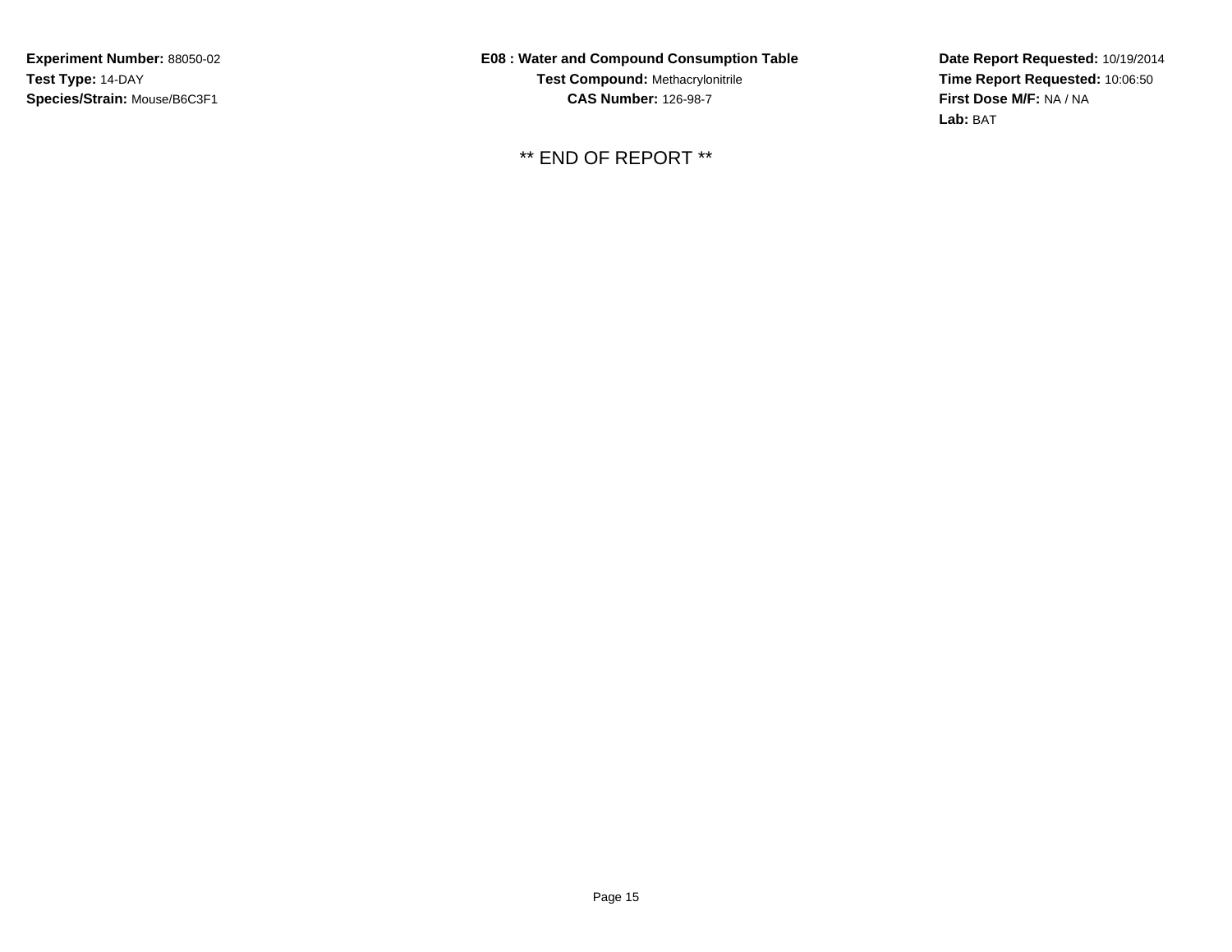**Experiment Number:** 88050-02
**Test Type:** 14-DAY
**Species/Strain:** Mouse/B6C3F1

**E08 : Water and Compound Consumption Table**
**Test Compound:** Methacrylonitrile
**CAS Number:** 126-98-7

**Date Report Requested:** 10/19/2014
**Time Report Requested:** 10:06:50
**First Dose M/F:** NA / NA
**Lab:** BAT

** END OF REPORT **